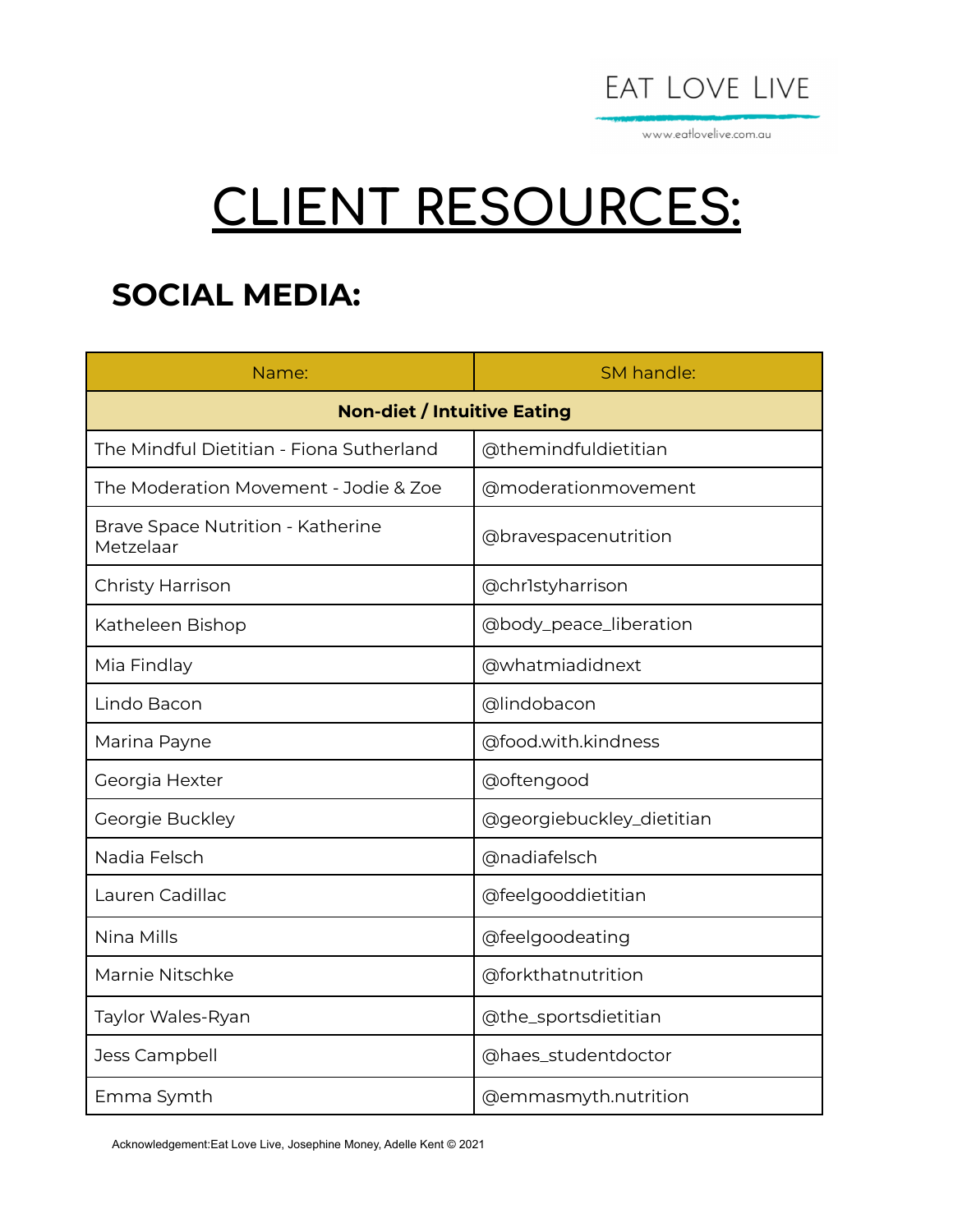EAT LOVE LIVE

www.eatlovelive.com.au

# CLIENT RESOURCES:

## SOCIAL MEDIA:

| Name: | SM handle: |
|---|---|
| **Non-diet / Intuitive Eating** | |
| The Mindful Dietitian - Fiona Sutherland | @themindfuldietitian |
| The Moderation Movement - Jodie & Zoe | @moderationmovement |
| Brave Space Nutrition - Katherine Metzelaar | @bravespacenutrition |
| Christy Harrison | @chr1styharrison |
| Katheleen Bishop | @body_peace_liberation |
| Mia Findlay | @whatmiadidnext |
| Lindo Bacon | @lindobacon |
| Marina Payne | @food.with.kindness |
| Georgia Hexter | @oftengood |
| Georgie Buckley | @georgiebuckley_dietitian |
| Nadia Felsch | @nadiafelsch |
| Lauren Cadillac | @feelgooddietitian |
| Nina Mills | @feelgoodeating |
| Marnie Nitschke | @forkthatnutrition |
| Taylor Wales-Ryan | @the_sportsdietitian |
| Jess Campbell | @haes_studentdoctor |
| Emma Symth | @emmasmyth.nutrition |

Acknowledgement:Eat Love Live, Josephine Money, Adelle Kent © 2021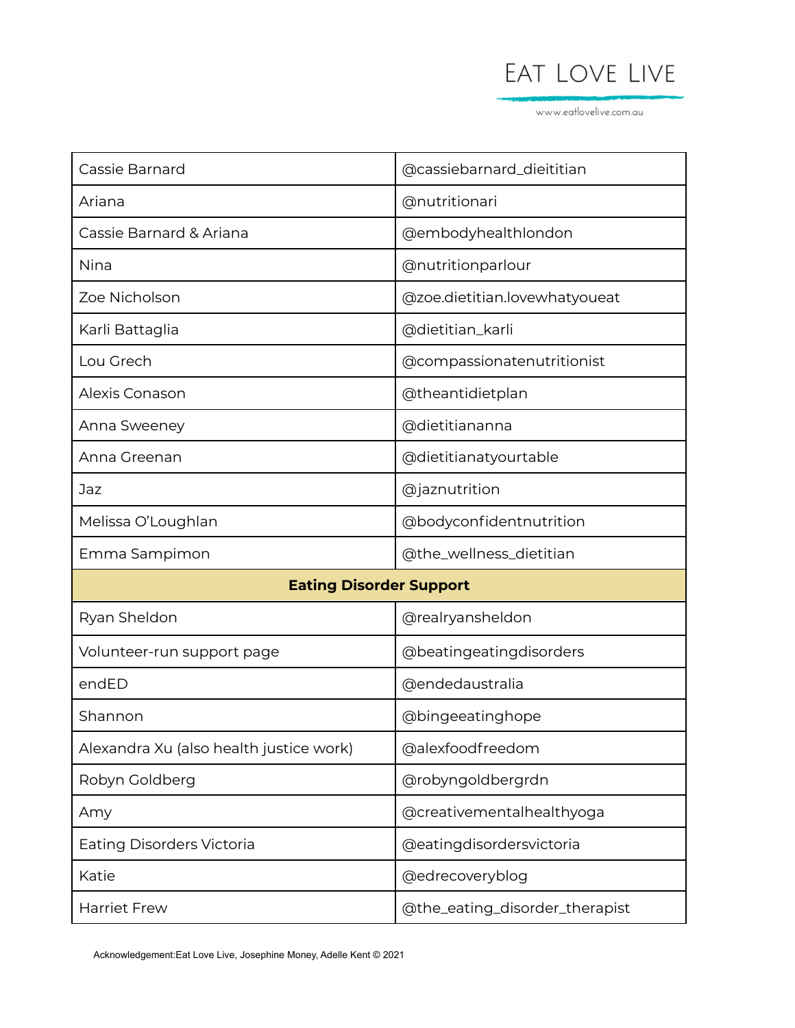| Cassie Barnard | @cassiebarnard_dieititian |
|---|---|
| Ariana | @nutritionari |
| Cassie Barnard & Ariana | @embodyhealthlondon |
| Nina | @nutritionparlour |
| Zoe Nicholson | @zoe.dietitian.lovewhatyoueat |
| Karli Battaglia | @dietitian_karli |
| Lou Grech | @compassionatenutritionist |
| Alexis Conason | @theantidietplan |
| Anna Sweeney | @dietitiananna |
| Anna Greenan | @dietitianatyourtable |
| Jaz | @jaznutrition |
| Melissa O'Loughlan | @bodyconfidentnutrition |
| Emma Sampimon | @the_wellness_dietitian |
| **Eating Disorder Support** | |
| Ryan Sheldon | @realryansheldon |
| Volunteer-run support page | @beatingeatingdisorders |
| endED | @endedaustralia |
| Shannon | @bingeeatinghope |
| Alexandra Xu (also health justice work) | @alexfoodfreedom |
| Robyn Goldberg | @robyngoldbergrdn |
| Amy | @creativementalhealthyoga |
| Eating Disorders Victoria | @eatingdisordersvictoria |
| Katie | @edrecoveryblog |
| Harriet Frew | @the_eating_disorder_therapist |

Acknowledgement:Eat Love Live, Josephine Money, Adelle Kent © 2021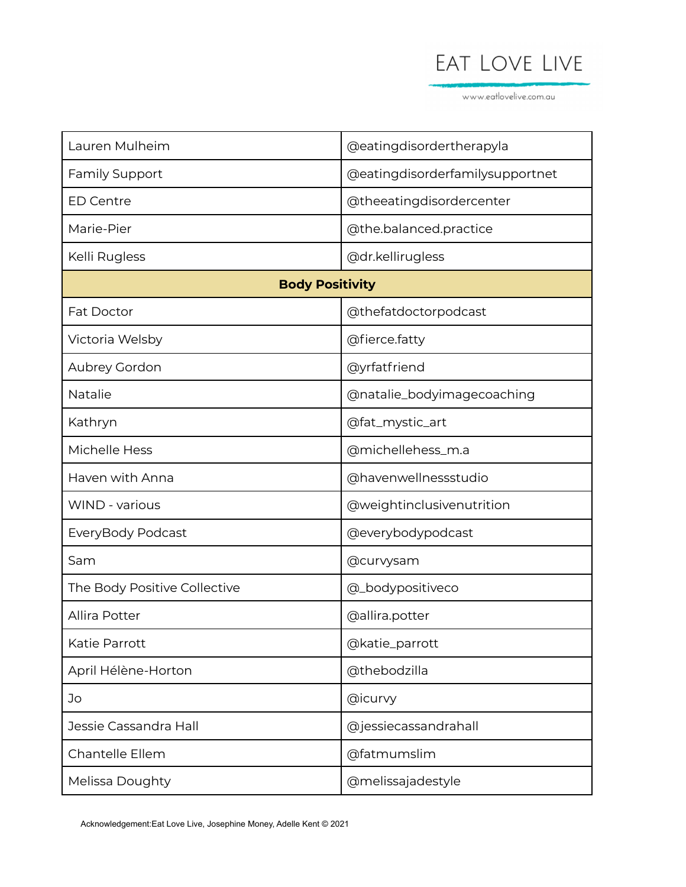| Lauren Mulheim | @eatingdisordertherapyla |
|---|---|
| Family Support | @eatingdisorderfamilysupportnet |
| ED Centre | @theeatingdisordercenter |
| Marie-Pier | @the.balanced.practice |
| Kelli Rugless | @dr.kellirugless |
| **Body Positivity** | |
| Fat Doctor | @thefatdoctorpodcast |
| Victoria Welsby | @fierce.fatty |
| Aubrey Gordon | @yrfatfriend |
| Natalie | @natalie_bodyimagecoaching |
| Kathryn | @fat_mystic_art |
| Michelle Hess | @michellehess_m.a |
| Haven with Anna | @havenwellnessstudio |
| WIND - various | @weightinclusivenutrition |
| EveryBody Podcast | @everybodypodcast |
| Sam | @curvysam |
| The Body Positive Collective | @_bodypositiveco |
| Allira Potter | @allira.potter |
| Katie Parrott | @katie_parrott |
| April Hélène-Horton | @thebodzilla |
| Jo | @icurvy |
| Jessie Cassandra Hall | @jessiecassandrahall |
| Chantelle Ellem | @fatmumslim |
| Melissa Doughty | @melissajadestyle |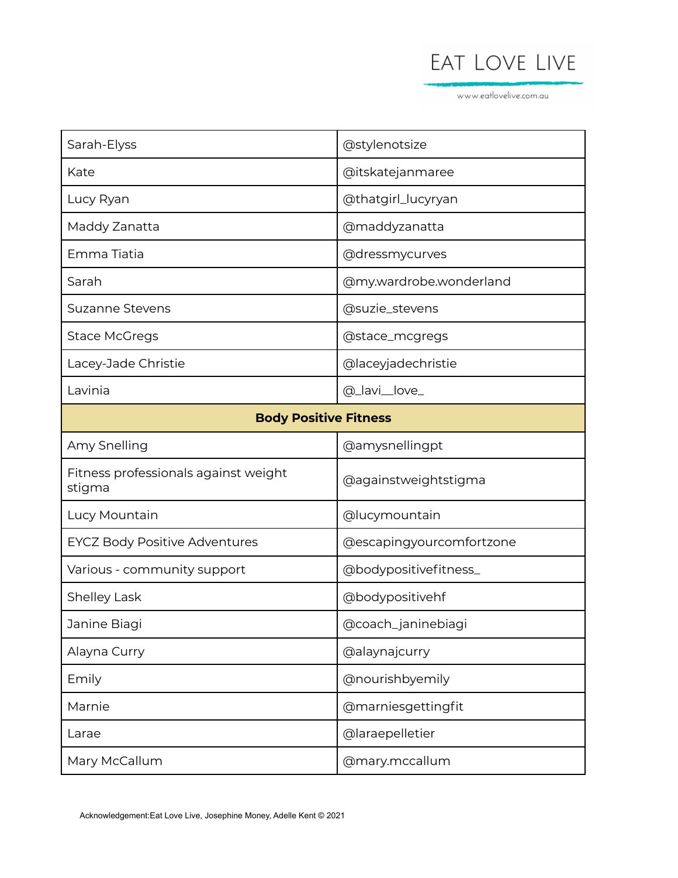| | |
|---|---|
| Sarah-Elyss | @stylenotsize |
| Kate | @itskatejanmaree |
| Lucy Ryan | @thatgirl_lucyryan |
| Maddy Zanatta | @maddyzanatta |
| Emma Tiatia | @dressmycurves |
| Sarah | @my.wardrobe.wonderland |
| Suzanne Stevens | @suzie_stevens |
| Stace McGregs | @stace_mcgregs |
| Lacey-Jade Christie | @laceyjadechristie |
| Lavinia | @_lavi__love_ |
| **Body Positive Fitness** | |
| Amy Snelling | @amysnellingpt |
| Fitness professionals against weight stigma | @againstweightstigma |
| Lucy Mountain | @lucymountain |
| EYCZ Body Positive Adventures | @escapingyourcomfortzone |
| Various - community support | @bodypositivefitness_ |
| Shelley Lask | @bodypositivehf |
| Janine Biagi | @coach_janinebiagi |
| Alayna Curry | @alaynajcurry |
| Emily | @nourishbyemily |
| Marnie | @marniesgettingfit |
| Larae | @laraepelletier |
| Mary McCallum | @mary.mccallum |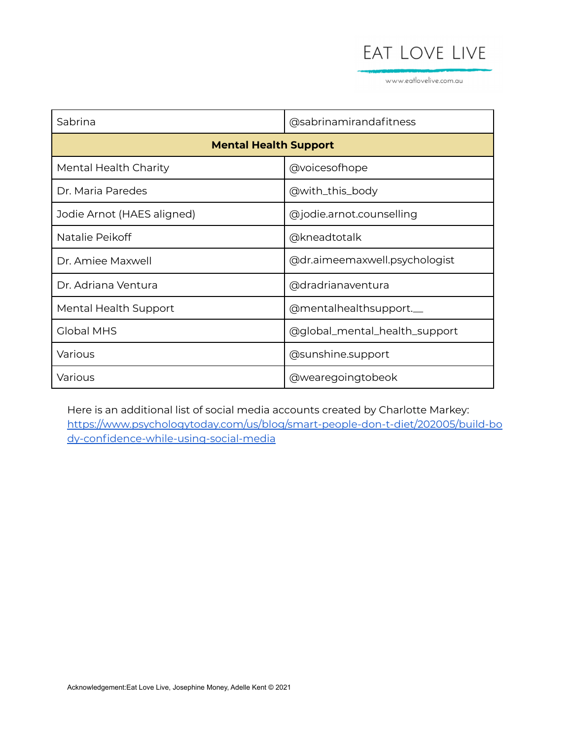| | |
|---|---|
| Sabrina | @sabrinamirandafitness |
| **Mental Health Support** | |
| Mental Health Charity | @voicesofhope |
| Dr. Maria Paredes | @with_this_body |
| Jodie Arnot (HAES aligned) | @jodie.arnot.counselling |
| Natalie Peikoff | @kneadtotalk |
| Dr. Amiee Maxwell | @dr.aimeemaxwell.psychologist |
| Dr. Adriana Ventura | @dradrianaventura |
| Mental Health Support | @mentalhealthsupport.__ |
| Global MHS | @global_mental_health_support |
| Various | @sunshine.support |
| Various | @wearegoingtobeok |

Here is an additional list of social media accounts created by Charlotte Markey: [https://www.psychologytoday.com/us/blog/smart-people-don-t-diet/202005/build-body-confidence-while-using-social-media](https://www.psychologytoday.com/us/blog/smart-people-don-t-diet/202005/build-body-confidence-while-using-social-media)

Acknowledgement:Eat Love Live, Josephine Money, Adelle Kent © 2021